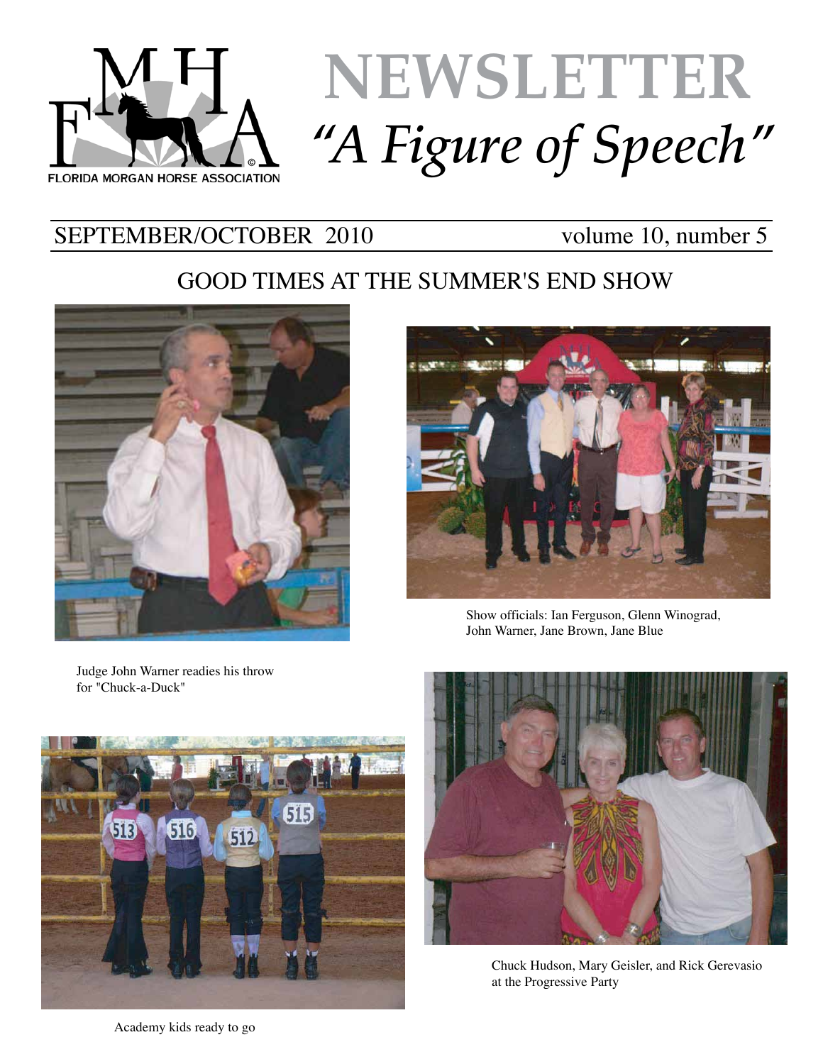FLORIDA MORGAN HORSE ASSOCIATION

# NEWSLETTER
## *"A Figure of Speech"*

SEPTEMBER/OCTOBER 2010 volume 10, number 5

## GOOD TIMES AT THE SUMMER'S END SHOW

Judge John Warner readies his throw for "Chuck-a-Duck"

Show officials: Ian Ferguson, Glenn Winograd, John Warner, Jane Brown, Jane Blue

Academy kids ready to go

Chuck Hudson, Mary Geisler, and Rick Gerevasio at the Progressive Party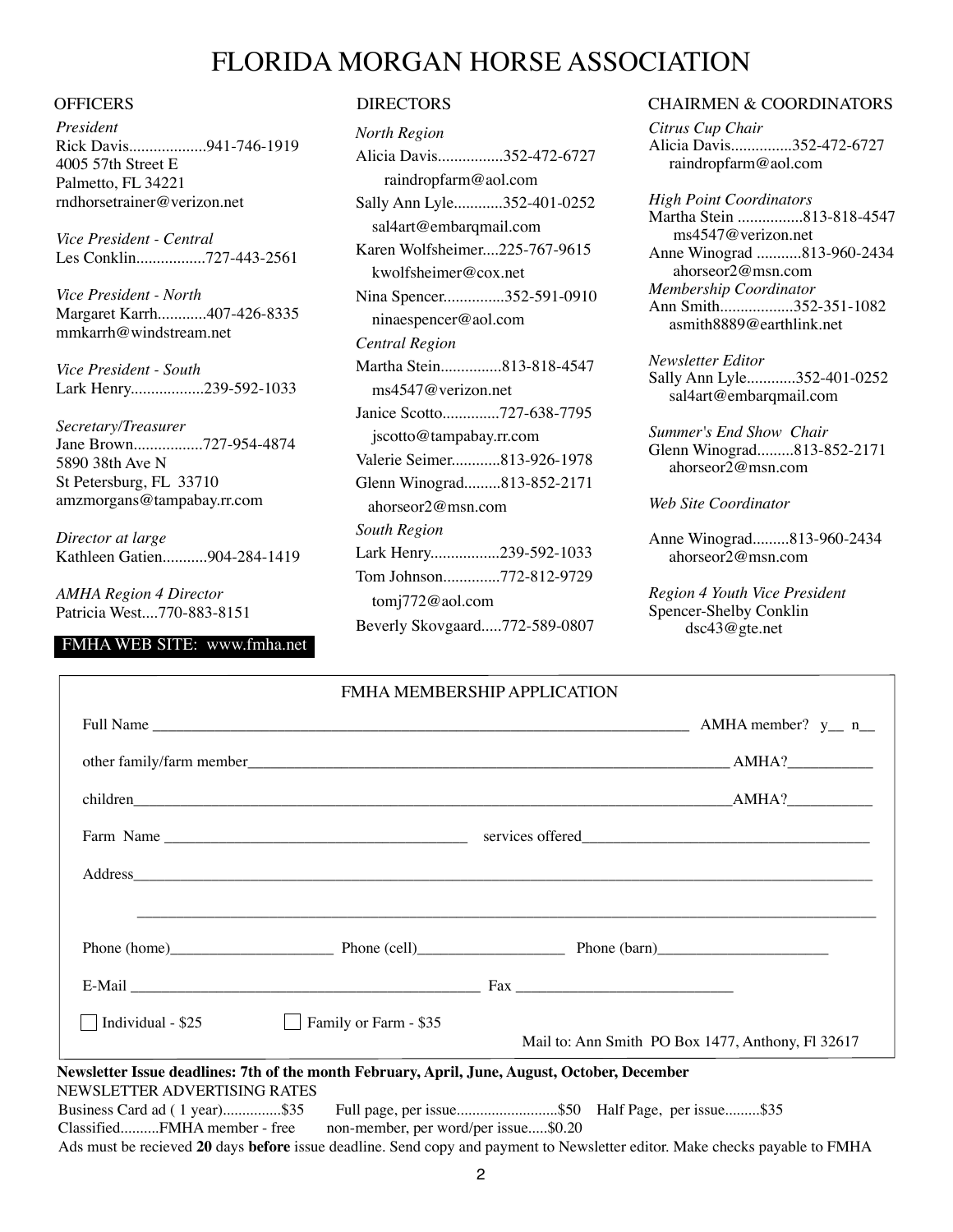# FLORIDA MORGAN HORSE ASSOCIATION

## OFFICERS

*President*
Rick Davis...................941-746-1919
4005 57th Street E
Palmetto, FL 34221
rndhorsetrainer@verizon.net

*Vice President - Central*
Les Conklin.................727-443-2561

*Vice President - North*
Margaret Karrh............407-426-8335
mmkarrh@windstream.net

*Vice President - South*
Lark Henry..................239-592-1033

*Secretary/Treasurer*
Jane Brown.................727-954-4874
5890 38th Ave N
St Petersburg, FL 33710
amzmorgans@tampabay.rr.com

*Director at large*
Kathleen Gatien...........904-284-1419

*AMHA Region 4 Director*
Patricia West....770-883-8151

FMHA WEB SITE: www.fmha.net

## DIRECTORS

*North Region*
Alicia Davis................352-472-6727
raindropfarm@aol.com
Sally Ann Lyle............352-401-0252
sal4art@embarqmail.com
Karen Wolfsheimer....225-767-9615
kwolfsheimer@cox.net
Nina Spencer...............352-591-0910
ninaespencer@aol.com

*Central Region*
Martha Stein...............813-818-4547
ms4547@verizon.net
Janice Scotto.............727-638-7795
jscotto@tampabay.rr.com
Valerie Seimer............813-926-1978
Glenn Winograd.........813-852-2171
ahorseor2@msn.com

*South Region*
Lark Henry.................239-592-1033
Tom Johnson.............772-812-9729
tomj772@aol.com
Beverly Skovgaard.....772-589-0807

## CHAIRMEN & COORDINATORS

*Citrus Cup Chair*
Alicia Davis...............352-472-6727
raindropfarm@aol.com

*High Point Coordinators*
Martha Stein ................813-818-4547
ms4547@verizon.net
Anne Winograd ...........813-960-2434
ahorseor2@msn.com

*Membership Coordinator*
Ann Smith..................352-351-1082
asmith8889@earthlink.net

*Newsletter Editor*
Sally Ann Lyle............352-401-0252
sal4art@embarqmail.com

*Summer's End Show Chair*
Glenn Winograd.........813-852-2171
ahorseor2@msn.com

*Web Site Coordinator*

Anne Winograd.........813-960-2434
ahorseor2@msn.com

*Region 4 Youth Vice President*
Spencer-Shelby Conklin
dsc43@gte.net

## FMHA MEMBERSHIP APPLICATION

Full Name ______________________________ AMHA member? y__ n__

other family/farm member______________________________ AMHA?___________

children______________________________AMHA?___________

Farm Name ____________________ services offered____________________

Address______________________________________________

______________________________________________

Phone (home)_______________ Phone (cell)_______________ Phone (barn)_______________

E-Mail ______________________________ Fax ____________________

☐ Individual - $25 ☐ Family or Farm - $35

Mail to: Ann Smith PO Box 1477, Anthony, Fl 32617

**Newsletter Issue deadlines: 7th of the month February, April, June, August, October, December**

NEWSLETTER ADVERTISING RATES

Business Card ad ( 1 year)...............$35 Full page, per issue..........................$50 Half Page, per issue.........$35

Classified..........FMHA member - free non-member, per word/per issue.....$0.20

Ads must be recieved **20** days **before** issue deadline. Send copy and payment to Newsletter editor. Make checks payable to FMHA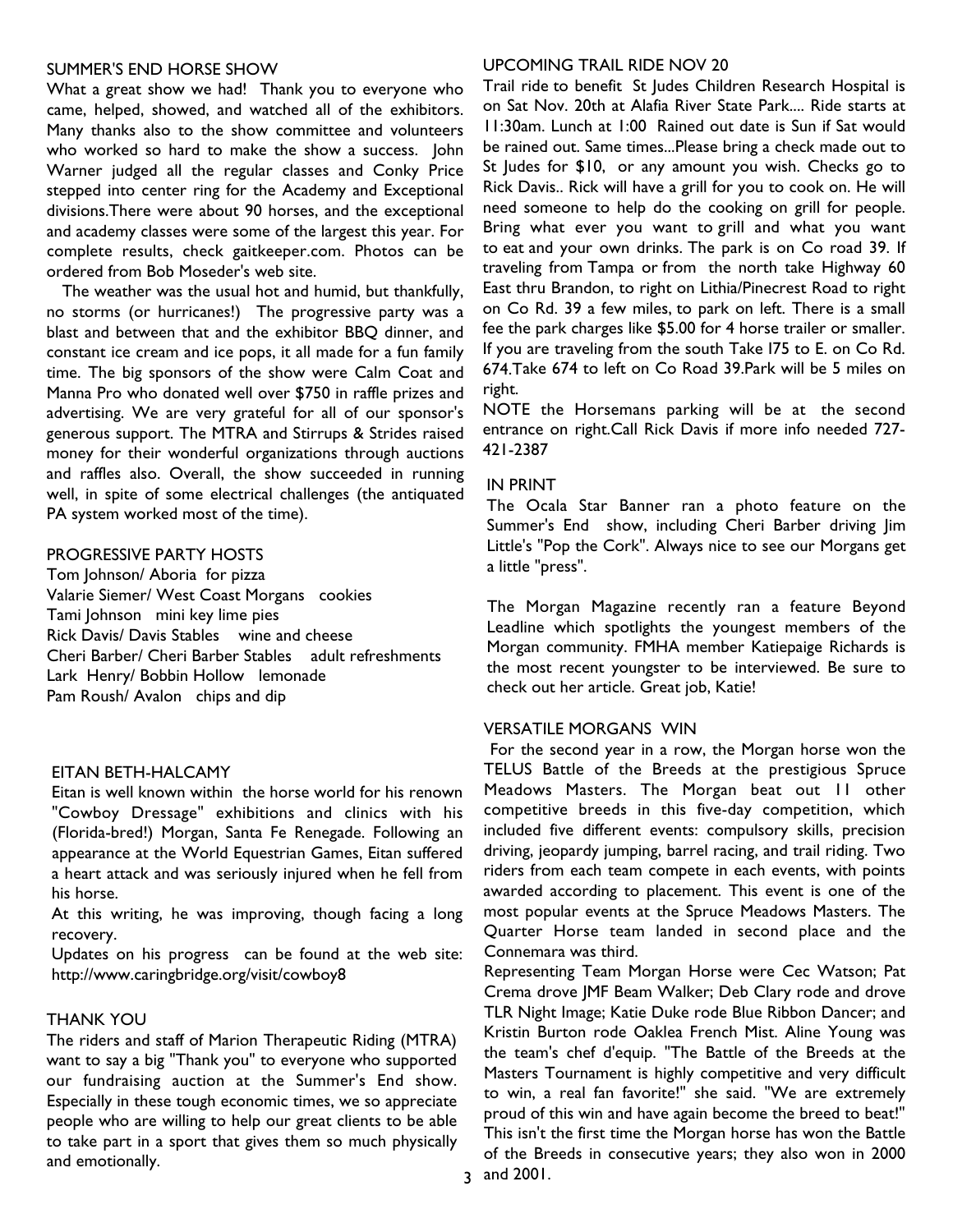## SUMMER'S END HORSE SHOW

What a great show we had! Thank you to everyone who came, helped, showed, and watched all of the exhibitors. Many thanks also to the show committee and volunteers who worked so hard to make the show a success. John Warner judged all the regular classes and Conky Price stepped into center ring for the Academy and Exceptional divisions.There were about 90 horses, and the exceptional and academy classes were some of the largest this year. For complete results, check gaitkeeper.com. Photos can be ordered from Bob Moseder's web site.

The weather was the usual hot and humid, but thankfully, no storms (or hurricanes!) The progressive party was a blast and between that and the exhibitor BBQ dinner, and constant ice cream and ice pops, it all made for a fun family time. The big sponsors of the show were Calm Coat and Manna Pro who donated well over $750 in raffle prizes and advertising. We are very grateful for all of our sponsor's generous support. The MTRA and Stirrups & Strides raised money for their wonderful organizations through auctions and raffles also. Overall, the show succeeded in running well, in spite of some electrical challenges (the antiquated PA system worked most of the time).

## PROGRESSIVE PARTY HOSTS

Tom Johnson/ Aboria for pizza
Valarie Siemer/ West Coast Morgans cookies
Tami Johnson mini key lime pies
Rick Davis/ Davis Stables wine and cheese
Cheri Barber/ Cheri Barber Stables adult refreshments
Lark Henry/ Bobbin Hollow lemonade
Pam Roush/ Avalon chips and dip

## EITAN BETH-HALCAMY

Eitan is well known within the horse world for his renown "Cowboy Dressage" exhibitions and clinics with his (Florida-bred!) Morgan, Santa Fe Renegade. Following an appearance at the World Equestrian Games, Eitan suffered a heart attack and was seriously injured when he fell from his horse.

At this writing, he was improving, though facing a long recovery.

Updates on his progress can be found at the web site: http://www.caringbridge.org/visit/cowboy8

## THANK YOU

The riders and staff of Marion Therapeutic Riding (MTRA) want to say a big "Thank you" to everyone who supported our fundraising auction at the Summer's End show. Especially in these tough economic times, we so appreciate people who are willing to help our great clients to be able to take part in a sport that gives them so much physically and emotionally.

## UPCOMING TRAIL RIDE NOV 20

Trail ride to benefit St Judes Children Research Hospital is on Sat Nov. 20th at Alafia River State Park.... Ride starts at 11:30am. Lunch at 1:00 Rained out date is Sun if Sat would be rained out. Same times...Please bring a check made out to St Judes for $10, or any amount you wish. Checks go to Rick Davis.. Rick will have a grill for you to cook on. He will need someone to help do the cooking on grill for people. Bring what ever you want to grill and what you want to eat and your own drinks. The park is on Co road 39. If traveling from Tampa or from the north take Highway 60 East thru Brandon, to right on Lithia/Pinecrest Road to right on Co Rd. 39 a few miles, to park on left. There is a small fee the park charges like $5.00 for 4 horse trailer or smaller. If you are traveling from the south Take I75 to E. on Co Rd. 674.Take 674 to left on Co Road 39.Park will be 5 miles on right.

NOTE the Horsemans parking will be at the second entrance on right.Call Rick Davis if more info needed 727-421-2387

## IN PRINT

The Ocala Star Banner ran a photo feature on the Summer's End show, including Cheri Barber driving Jim Little's "Pop the Cork". Always nice to see our Morgans get a little "press".

The Morgan Magazine recently ran a feature Beyond Leadline which spotlights the youngest members of the Morgan community. FMHA member Katiepaige Richards is the most recent youngster to be interviewed. Be sure to check out her article. Great job, Katie!

## VERSATILE MORGANS WIN

For the second year in a row, the Morgan horse won the TELUS Battle of the Breeds at the prestigious Spruce Meadows Masters. The Morgan beat out 11 other competitive breeds in this five-day competition, which included five different events: compulsory skills, precision driving, jeopardy jumping, barrel racing, and trail riding. Two riders from each team compete in each events, with points awarded according to placement. This event is one of the most popular events at the Spruce Meadows Masters. The Quarter Horse team landed in second place and the Connemara was third.

Representing Team Morgan Horse were Cec Watson; Pat Crema drove JMF Beam Walker; Deb Clary rode and drove TLR Night Image; Katie Duke rode Blue Ribbon Dancer; and Kristin Burton rode Oaklea French Mist. Aline Young was the team's chef d'equip. "The Battle of the Breeds at the Masters Tournament is highly competitive and very difficult to win, a real fan favorite!" she said. "We are extremely proud of this win and have again become the breed to beat!" This isn't the first time the Morgan horse has won the Battle of the Breeds in consecutive years; they also won in 2000 and 2001.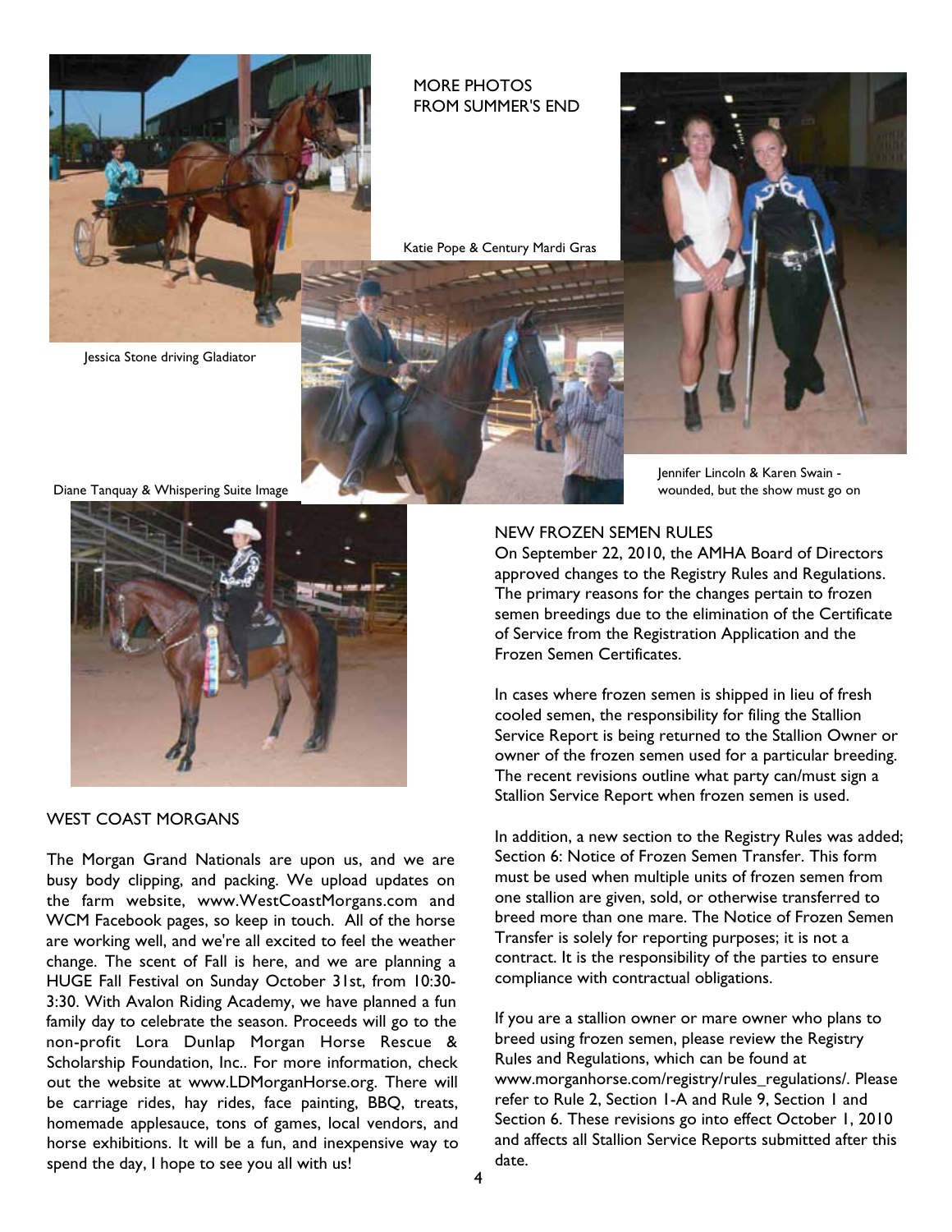MORE PHOTOS FROM SUMMER'S END

Jessica Stone driving Gladiator

Katie Pope & Century Mardi Gras

Diane Tanquay & Whispering Suite Image

Jennifer Lincoln & Karen Swain - wounded, but the show must go on

## WEST COAST MORGANS

The Morgan Grand Nationals are upon us, and we are busy body clipping, and packing. We upload updates on the farm website, www.WestCoastMorgans.com and WCM Facebook pages, so keep in touch. All of the horse are working well, and we're all excited to feel the weather change. The scent of Fall is here, and we are planning a HUGE Fall Festival on Sunday October 31st, from 10:30-3:30. With Avalon Riding Academy, we have planned a fun family day to celebrate the season. Proceeds will go to the non-profit Lora Dunlap Morgan Horse Rescue & Scholarship Foundation, Inc.. For more information, check out the website at www.LDMorganHorse.org. There will be carriage rides, hay rides, face painting, BBQ, treats, homemade applesauce, tons of games, local vendors, and horse exhibitions. It will be a fun, and inexpensive way to spend the day, I hope to see you all with us!

## NEW FROZEN SEMEN RULES

On September 22, 2010, the AMHA Board of Directors approved changes to the Registry Rules and Regulations. The primary reasons for the changes pertain to frozen semen breedings due to the elimination of the Certificate of Service from the Registration Application and the Frozen Semen Certificates.

In cases where frozen semen is shipped in lieu of fresh cooled semen, the responsibility for filing the Stallion Service Report is being returned to the Stallion Owner or owner of the frozen semen used for a particular breeding. The recent revisions outline what party can/must sign a Stallion Service Report when frozen semen is used.

In addition, a new section to the Registry Rules was added; Section 6: Notice of Frozen Semen Transfer. This form must be used when multiple units of frozen semen from one stallion are given, sold, or otherwise transferred to breed more than one mare. The Notice of Frozen Semen Transfer is solely for reporting purposes; it is not a contract. It is the responsibility of the parties to ensure compliance with contractual obligations.

If you are a stallion owner or mare owner who plans to breed using frozen semen, please review the Registry Rules and Regulations, which can be found at www.morganhorse.com/registry/rules_regulations/. Please refer to Rule 2, Section 1-A and Rule 9, Section 1 and Section 6. These revisions go into effect October 1, 2010 and affects all Stallion Service Reports submitted after this date.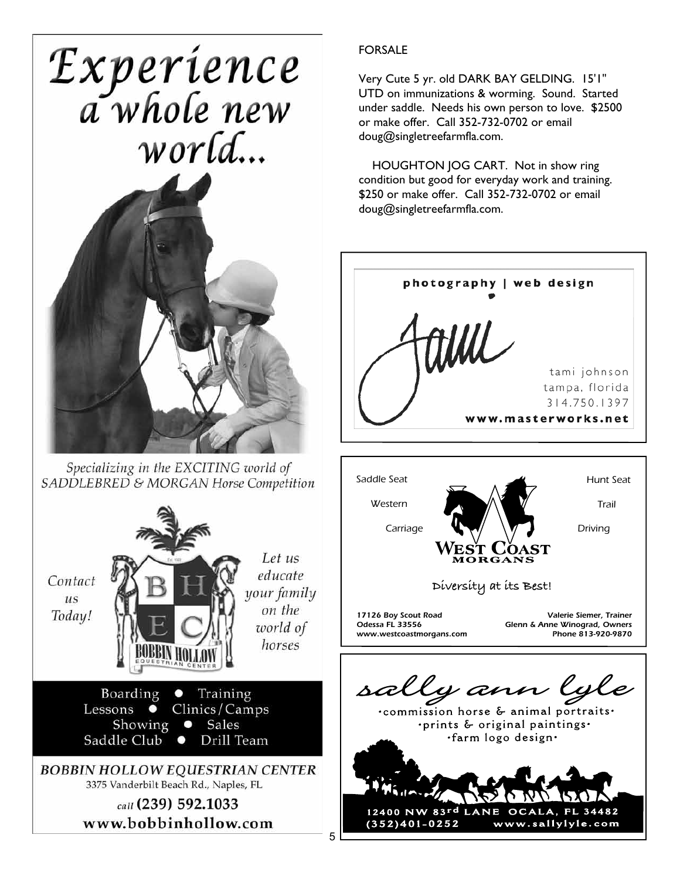# Experience a whole new world...

*Specializing in the EXCITING world of SADDLEBRED & MORGAN Horse Competition*

*Contact us Today!*

BOBBIN HOLLOW EQUESTRIAN CENTER

*Let us educate your family on the world of horses*

Boarding • Training
Lessons • Clinics/Camps
Showing • Sales
Saddle Club • Drill Team

**BOBBIN HOLLOW EQUESTRIAN CENTER**
3375 Vanderbilt Beach Rd., Naples, FL
*call* **(239) 592.1033**
**www.bobbinhollow.com**

FORSALE

Very Cute 5 yr. old DARK BAY GELDING. 15'1" UTD on immunizations & worming. Sound. Started under saddle. Needs his own person to love. $2500 or make offer. Call 352-732-0702 or email doug@singletreefarmfla.com.

HOUGHTON JOG CART. Not in show ring condition but good for everyday work and training. $250 or make offer. Call 352-732-0702 or email doug@singletreefarmfla.com.

**photography | web design**

Tami

tami johnson
tampa, florida
314.750.1397
**www.masterworks.net**

Saddle Seat · Western · Carriage · Hunt Seat · Trail · Driving

**WEST COAST MORGANS**

Diversity at its Best!

*17126 Boy Scout Road*
*Odessa FL 33556*
*www.westcoastmorgans.com*

*Valerie Siemer, Trainer*
*Glenn & Anne Winograd, Owners*
*Phone 813-920-9870*

*sally ann lyle*

•commission horse & animal portraits•
•prints & original paintings•
•farm logo design•

12400 NW 83rd LANE OCALA, FL 34482
(352)401-0252 www.sallylyle.com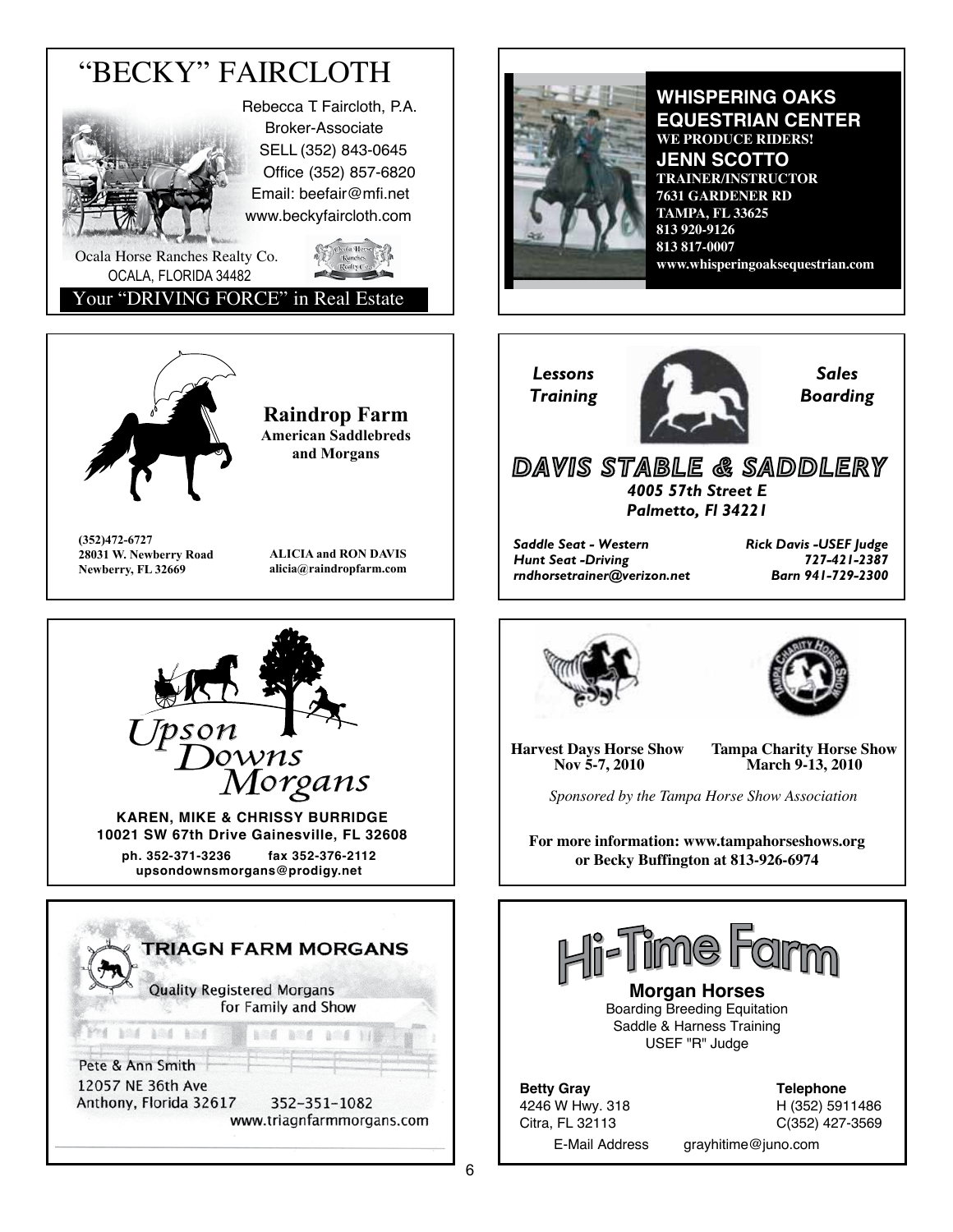## "BECKY" FAIRCLOTH

Rebecca T. Faircloth, P.A.
Broker-Associate
SELL (352) 843-0645
Office (352) 857-6820
Email: beefair@mfi.net
www.beckyfaircloth.com

Ocala Horse Ranches Realty Co.
OCALA, FLORIDA 34482

Your "DRIVING FORCE" in Real Estate

---

**WHISPERING OAKS EQUESTRIAN CENTER**
**WE PRODUCE RIDERS!**
**JENN SCOTTO**
**TRAINER/INSTRUCTOR**
**7631 GARDENER RD**
**TAMPA, FL 33625**
**813 920-9126**
**813 817-0007**
**www.whisperingoaksequestrian.com**

---

**Raindrop Farm**
**American Saddlebreds and Morgans**

**(352)472-6727**
**28031 W. Newberry Road**
**Newberry, FL 32669**

**ALICIA and RON DAVIS**
**alicia@raindropfarm.com**

---

*Lessons*
*Training*

*Sales*
*Boarding*

**DAVIS STABLE & SADDLERY**
*4005 57th Street E*
*Palmetto, Fl 34221*

*Saddle Seat - Western*
*Hunt Seat -Driving*
*rndhorsetrainer@verizon.net*

*Rick Davis -USEF Judge*
*727-421-2387*
*Barn 941-729-2300*

---

*Upson Downs Morgans*

**KAREN, MIKE & CHRISSY BURRIDGE**
**10021 SW 67th Drive Gainesville, FL 32608**
**ph. 352-371-3236 fax 352-376-2112**
**upsondownsmorgans@prodigy.net**

---

**Harvest Days Horse Show**
**Nov 5-7, 2010**

**Tampa Charity Horse Show**
**March 9-13, 2010**

*Sponsored by the Tampa Horse Show Association*

**For more information: www.tampahorseshows.org or Becky Buffington at 813-926-6974**

---

**TRIAGN FARM MORGANS**

Quality Registered Morgans for Family and Show

Pete & Ann Smith
12057 NE 36th Ave
Anthony, Florida 32617 352-351-1082
www.triagnfarmmorgans.com

---

**Hi-Time Farm**

**Morgan Horses**
Boarding Breeding Equitation
Saddle & Harness Training
USEF "R" Judge

**Betty Gray**
4246 W Hwy. 318
Citra, FL 32113

**Telephone**
H (352) 5911486
C(352) 427-3569

E-Mail Address grayhitime@juno.com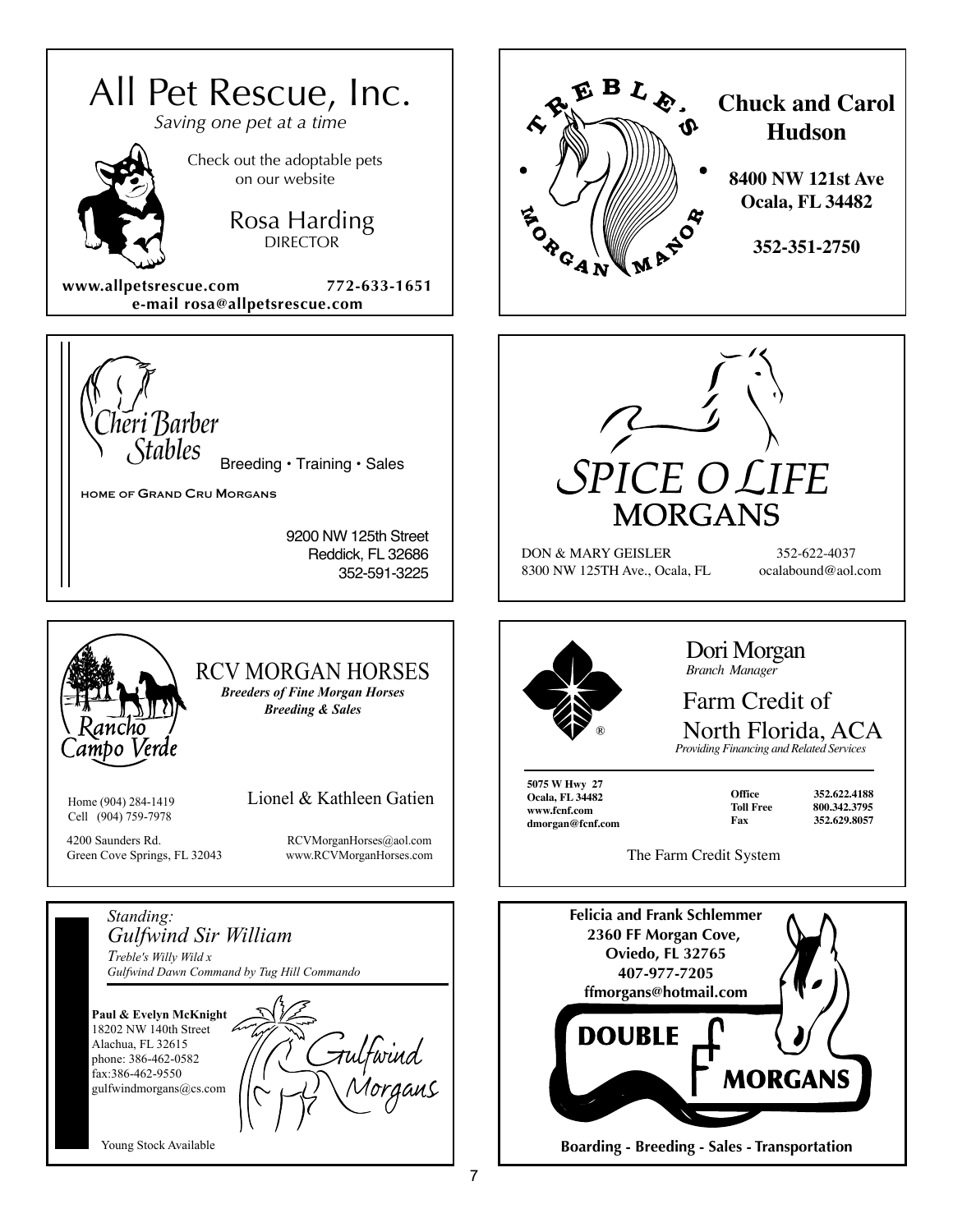# All Pet Rescue, Inc.

*Saving one pet at a time*

Check out the adoptable pets on our website

Rosa Harding
DIRECTOR

**www.allpetsrescue.com** **772-633-1651**
**e-mail rosa@allpetsrescue.com**

---

TREBLE'S MORGAN MANOR

**Chuck and Carol Hudson**

**8400 NW 121st Ave**
**Ocala, FL 34482**

**352-351-2750**

---

*Cheri Barber Stables*

Breeding • Training • Sales

HOME OF GRAND CRU MORGANS

9200 NW 125th Street
Reddick, FL 32686
352-591-3225

---

SPICE O LIFE
MORGANS

DON & MARY GEISLER 352-622-4037
8300 NW 125TH Ave., Ocala, FL ocalabound@aol.com

---

Rancho Campo Verde

RCV MORGAN HORSES

***Breeders of Fine Morgan Horses***
***Breeding & Sales***

Home (904) 284-1419
Cell (904) 759-7978

Lionel & Kathleen Gatien

4200 Saunders Rd.
Green Cove Springs, FL 32043

RCVMorganHorses@aol.com
www.RCVMorganHorses.com

---

Dori Morgan
*Branch Manager*

Farm Credit of North Florida, ACA
*Providing Financing and Related Services*

**5075 W Hwy 27**
**Ocala, FL 34482**
**www.fcnf.com**
**dmorgan@fcnf.com**

| | |
|---|---|
| **Office** | **352.622.4188** |
| **Toll Free** | **800.342.3795** |
| **Fax** | **352.629.8057** |

The Farm Credit System

---

*Standing:*
*Gulfwind Sir William*
*Treble's Willy Wild x*
*Gulfwind Dawn Command by Tug Hill Commando*

**Paul & Evelyn McKnight**
18202 NW 140th Street
Alachua, FL 32615
phone: 386-462-0582
fax:386-462-9550
gulfwindmorgans@cs.com

Gulfwind Morgans

Young Stock Available

---

**Felicia and Frank Schlemmer**
**2360 FF Morgan Cove,**
**Oviedo, FL 32765**
**407-977-7205**
**ffmorgans@hotmail.com**

DOUBLE F MORGANS

**Boarding - Breeding - Sales - Transportation**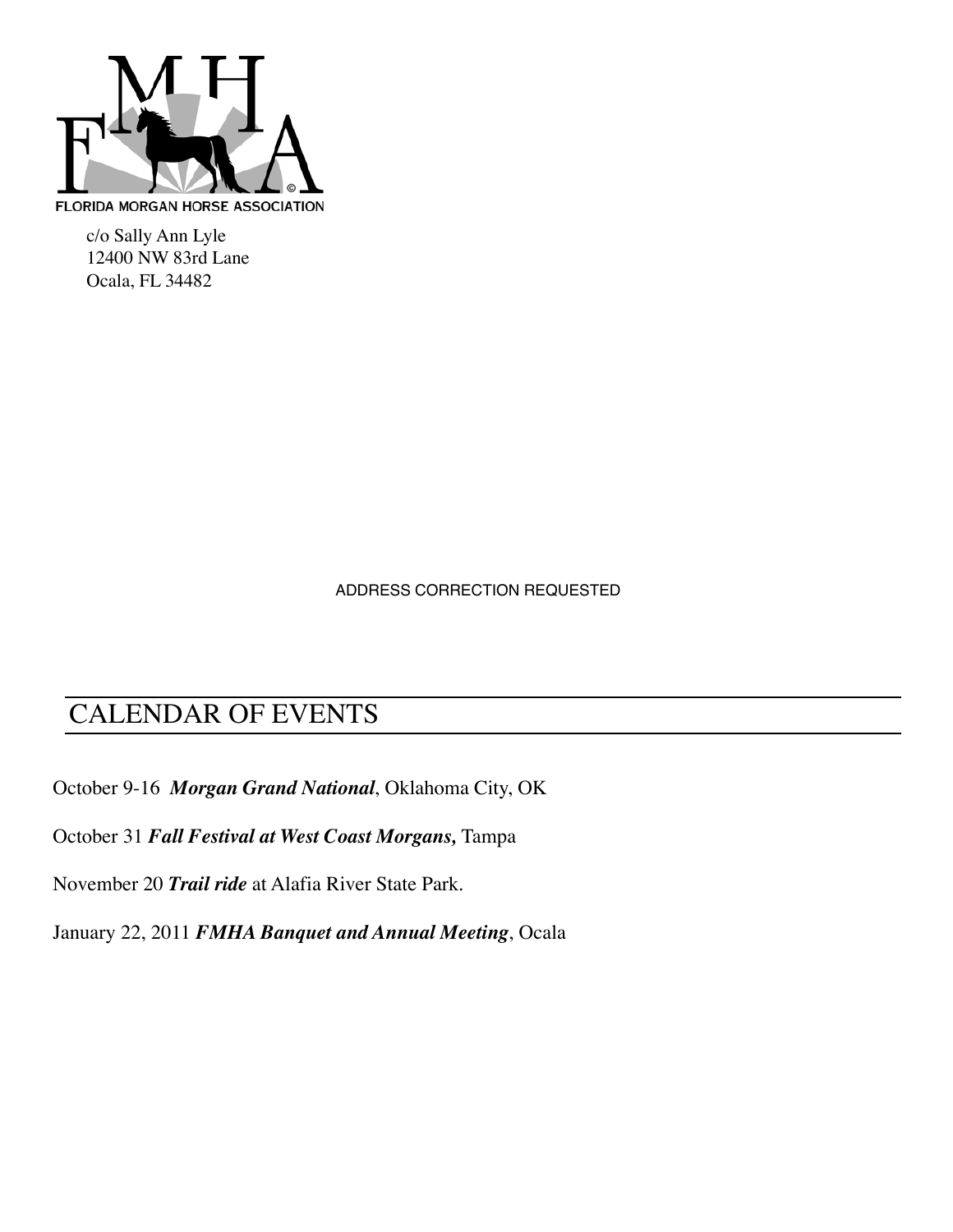FLORIDA MORGAN HORSE ASSOCIATION

c/o Sally Ann Lyle
12400 NW 83rd Lane
Ocala, FL 34482

ADDRESS CORRECTION REQUESTED

# CALENDAR OF EVENTS

October 9-16 ***Morgan Grand National***, Oklahoma City, OK

October 31 ***Fall Festival at West Coast Morgans,*** Tampa

November 20 ***Trail ride*** at Alafia River State Park.

January 22, 2011 ***FMHA Banquet and Annual Meeting***, Ocala